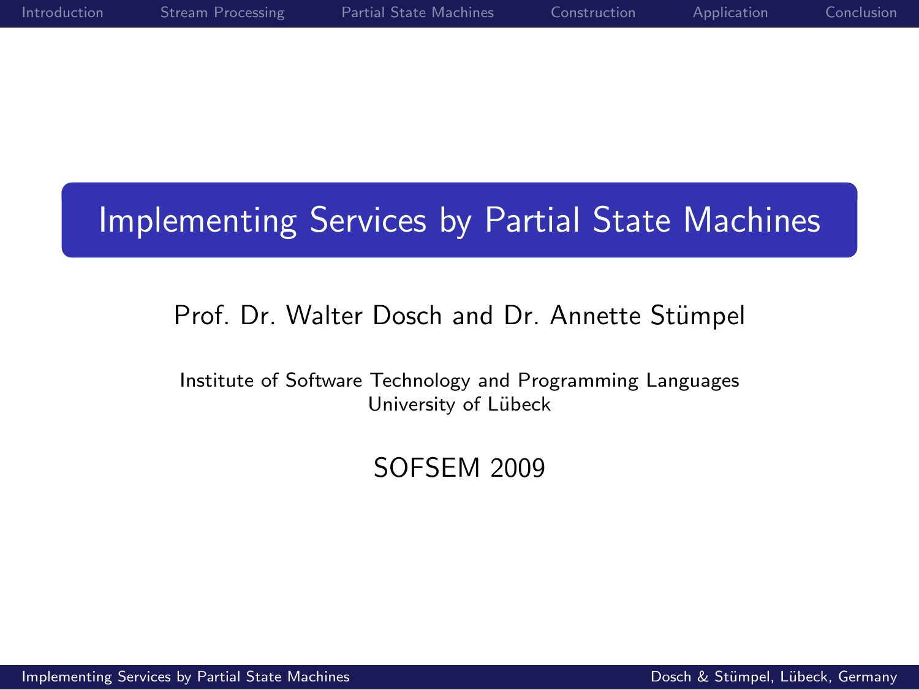# Implementing Services by Partial State Machines

Prof. Dr. Walter Dosch and Dr. Annette Stümpel

Institute of Software Technology and Programming Languages
University of Lübeck

SOFSEM 2009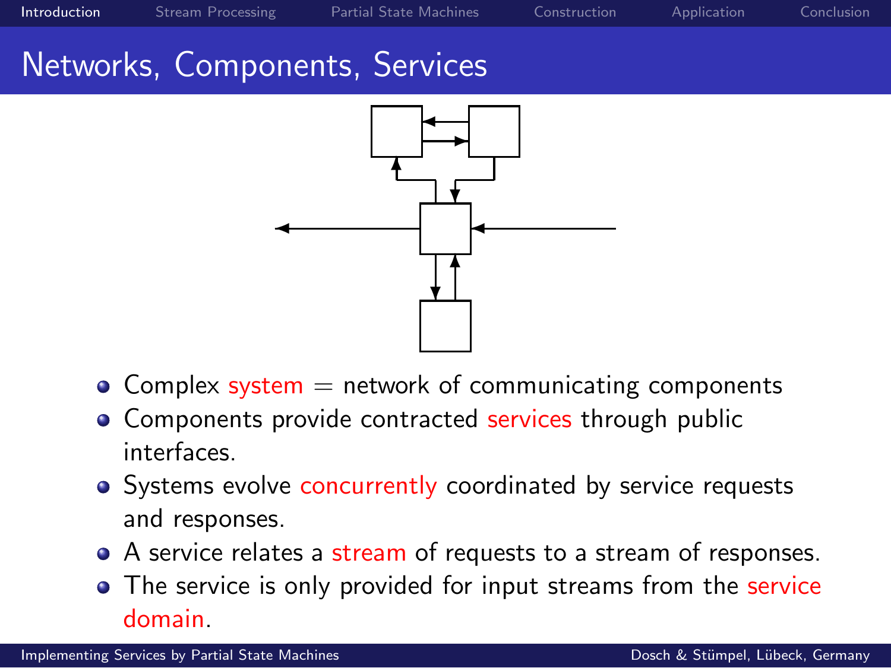# Networks, Components, Services

- Complex system = network of communicating components
- Components provide contracted services through public interfaces.
- Systems evolve concurrently coordinated by service requests and responses.
- A service relates a stream of requests to a stream of responses.
- The service is only provided for input streams from the service domain.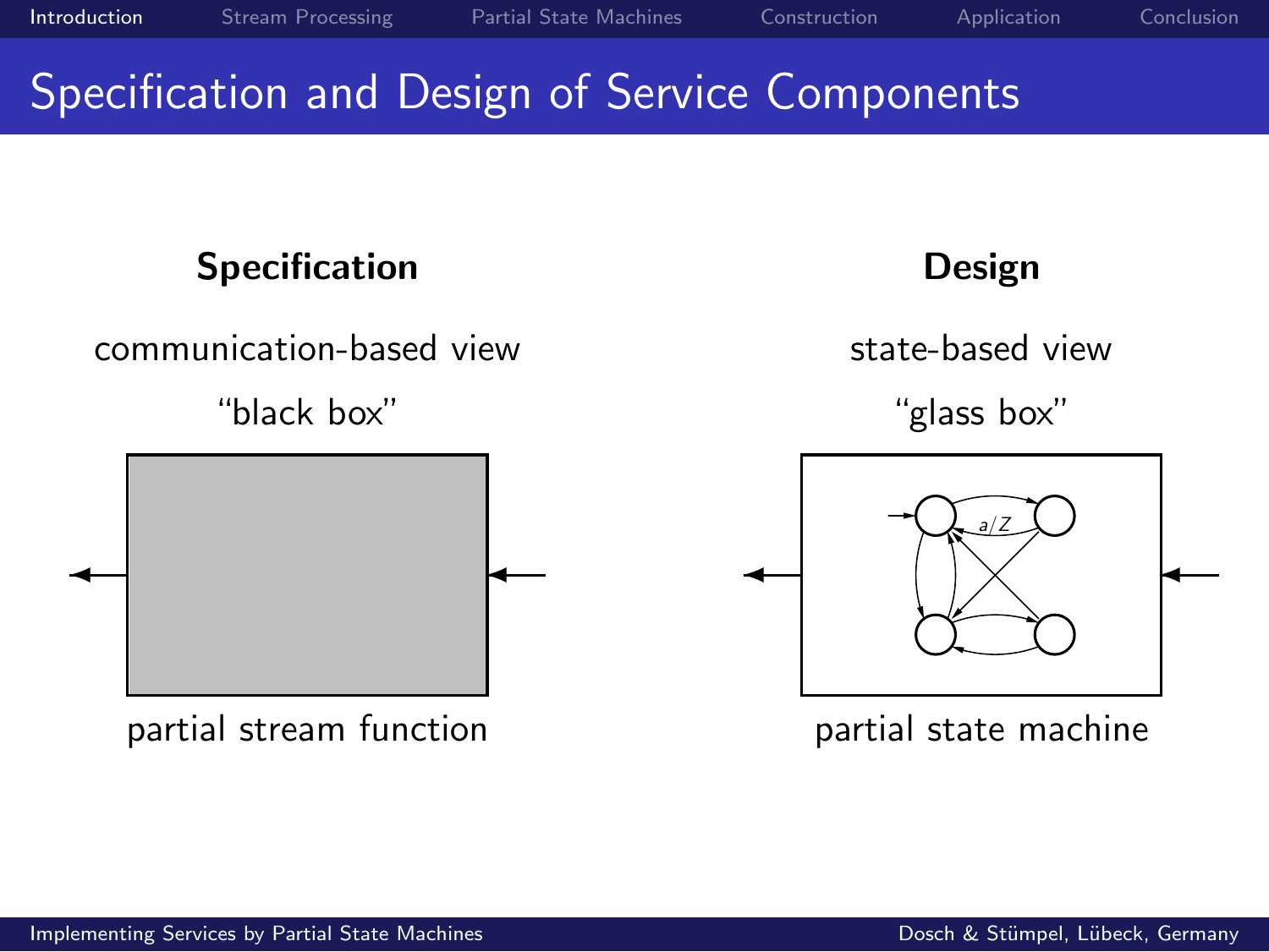# Specification and Design of Service Components

**Specification**

communication-based view

“black box”

partial stream function

**Design**

state-based view

“glass box”

$a/Z$

partial state machine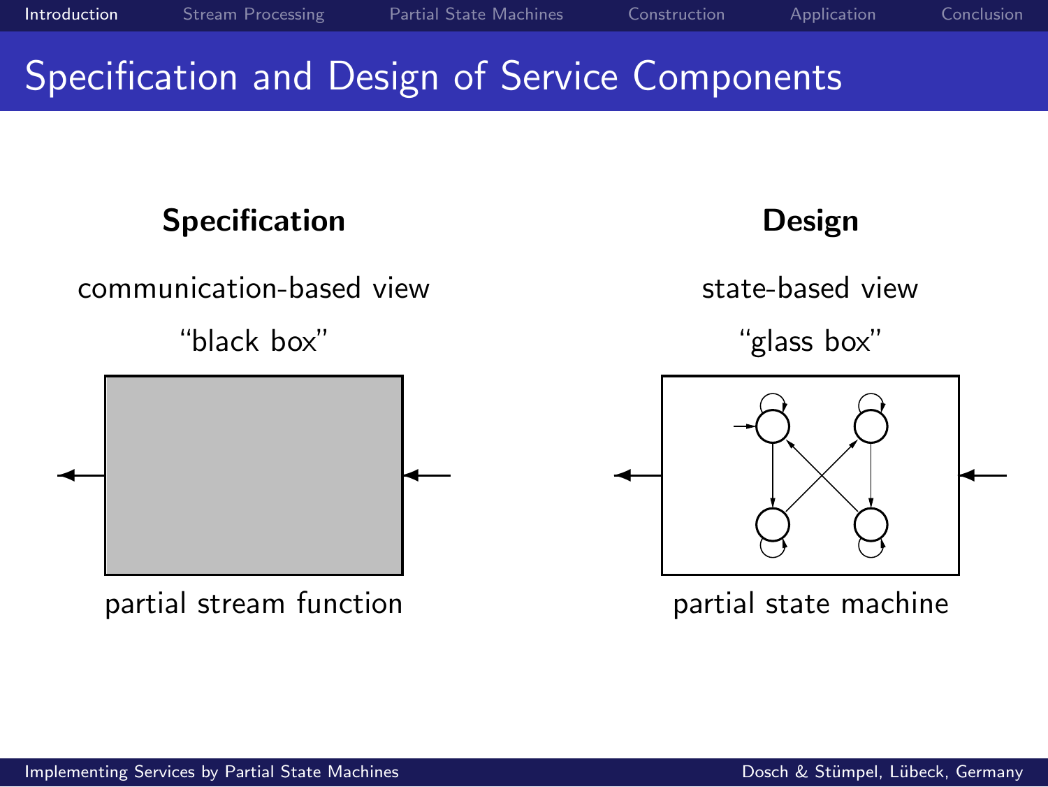# Specification and Design of Service Components

**Specification**

communication-based view

“black box”

partial stream function

**Design**

state-based view

“glass box”

partial state machine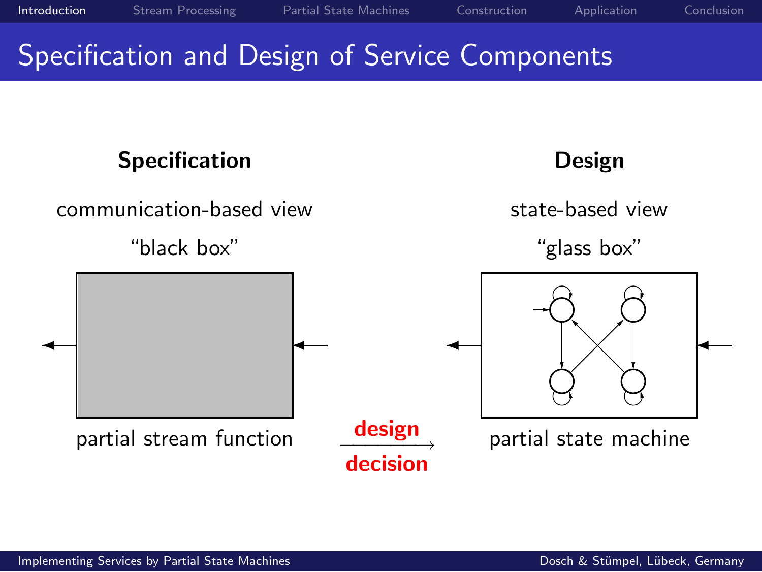# Specification and Design of Service Components

**Specification**

communication-based view

“black box”

partial stream function

**design decision** $\longrightarrow$

**Design**

state-based view

“glass box”

partial state machine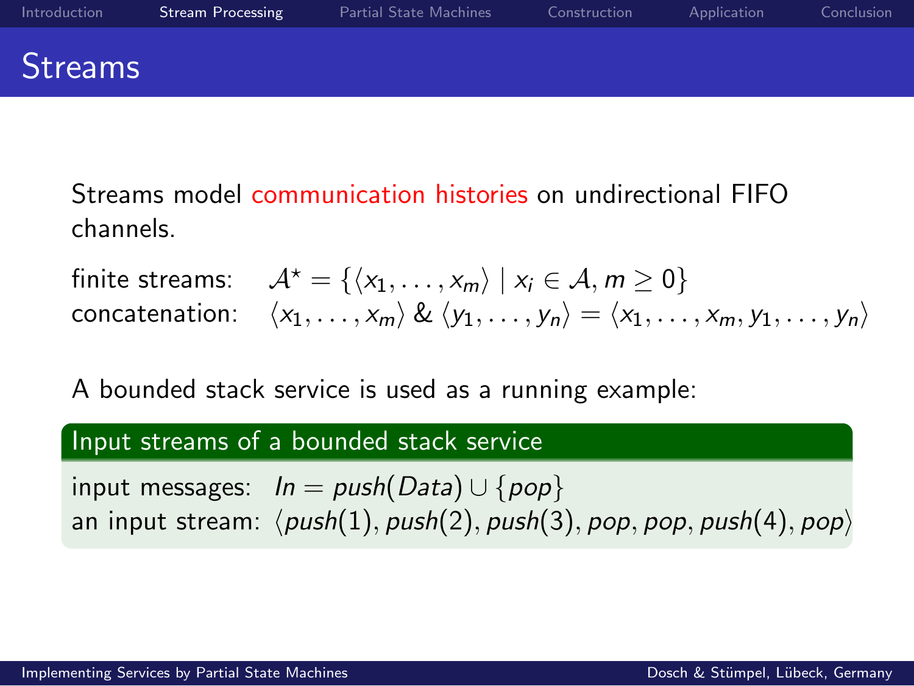# Streams

Streams model communication histories on undirectional FIFO channels.

finite streams: $\mathcal{A}^\star = \{\langle x_1, \ldots, x_m \rangle \mid x_i \in \mathcal{A}, m \geq 0\}$

concatenation: $\langle x_1, \ldots, x_m \rangle \,\&\, \langle y_1, \ldots, y_n \rangle = \langle x_1, \ldots, x_m, y_1, \ldots, y_n \rangle$

A bounded stack service is used as a running example:

**Input streams of a bounded stack service**

input messages: $In = push(Data) \cup \{pop\}$

an input stream: $\langle push(1), push(2), push(3), pop, pop, push(4), pop \rangle$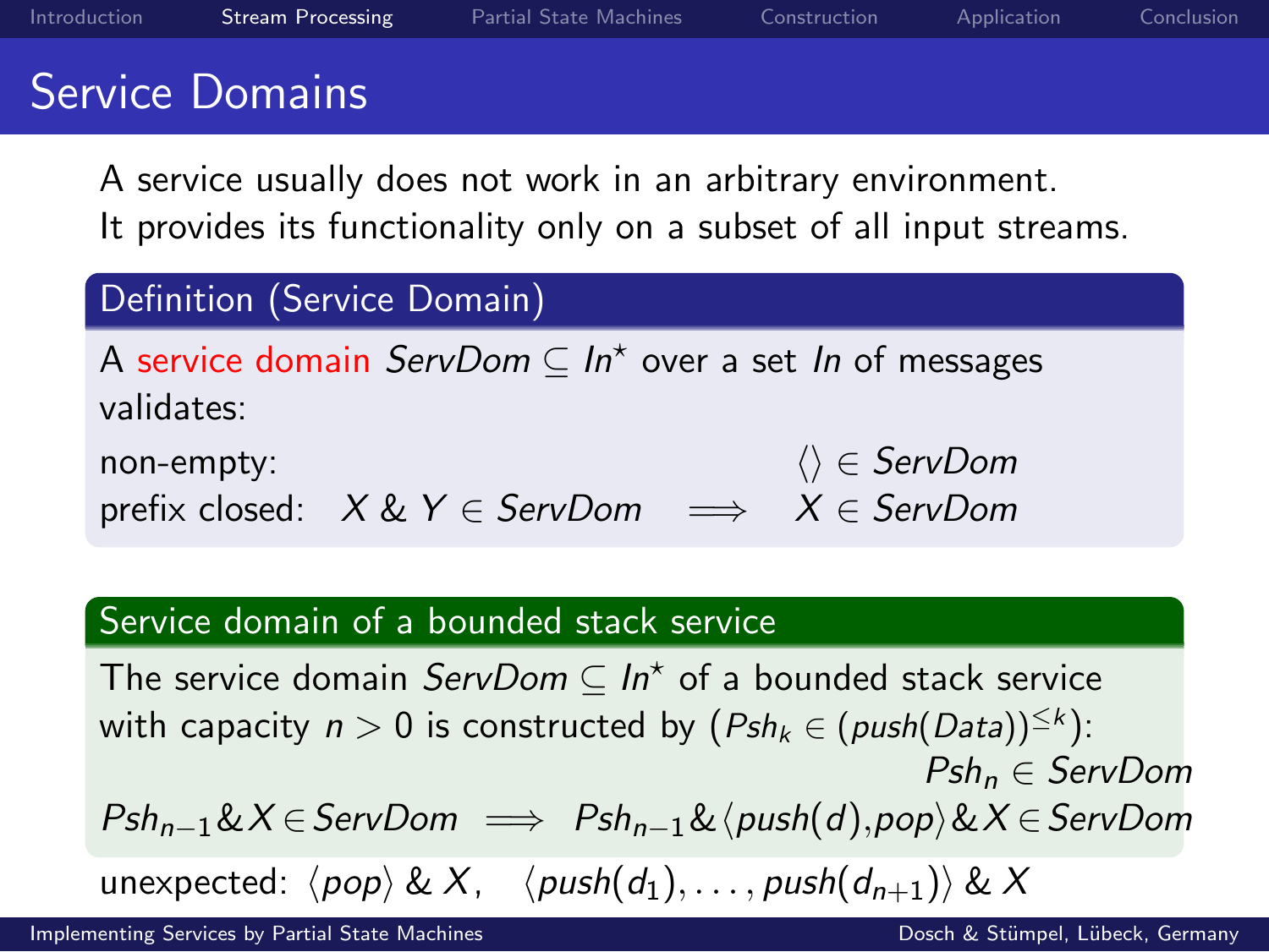# Service Domains

A service usually does not work in an arbitrary environment.
It provides its functionality only on a subset of all input streams.

### Definition (Service Domain)

A service domain $ServDom \subseteq In^\star$ over a set $In$ of messages validates:

non-empty: $\langle\rangle \in ServDom$

prefix closed: $X \,\&\, Y \in ServDom \implies X \in ServDom$

### Service domain of a bounded stack service

The service domain $ServDom \subseteq In^\star$ of a bounded stack service with capacity $n > 0$ is constructed by ($Psh_k \in (push(Data))^{\leq k}$):

$$Psh_n \in ServDom$$

$$Psh_{n-1} \& X \in ServDom \implies Psh_{n-1} \& \langle push(d), pop \rangle \& X \in ServDom$$

unexpected: $\langle pop \rangle \,\&\, X, \quad \langle push(d_1), \ldots, push(d_{n+1}) \rangle \,\&\, X$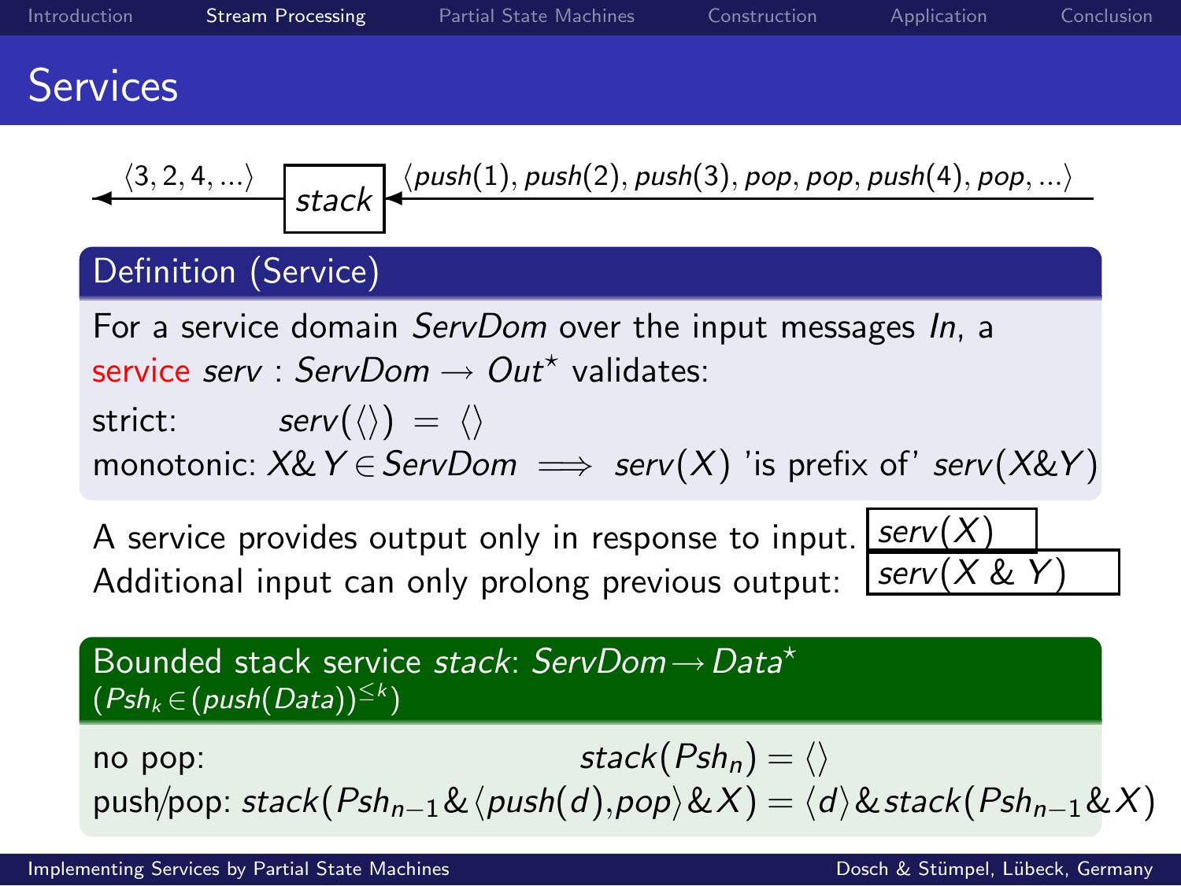# Services

$\langle 3, 2, 4, \ldots \rangle$ ← **stack** ← $\langle push(1), push(2), push(3), pop, pop, push(4), pop, \ldots \rangle$

## Definition (Service)

For a service domain *ServDom* over the input messages *In*, a service $serv : ServDom \rightarrow Out^{\star}$ validates:

strict: $serv(\langle\rangle) = \langle\rangle$

monotonic: $X \& Y \in ServDom \implies serv(X)$ 'is prefix of' $serv(X \& Y)$

A service provides output only in response to input. $serv(X)$

Additional input can only prolong previous output: $serv(X \& Y)$

## Bounded stack service *stack*: $ServDom \rightarrow Data^{\star}$

$(Psh_k \in (push(Data))^{\leq k})$

no pop: $stack(Psh_n) = \langle\rangle$

push/pop: $stack(Psh_{n-1} \& \langle push(d), pop\rangle \& X) = \langle d\rangle \& stack(Psh_{n-1} \& X)$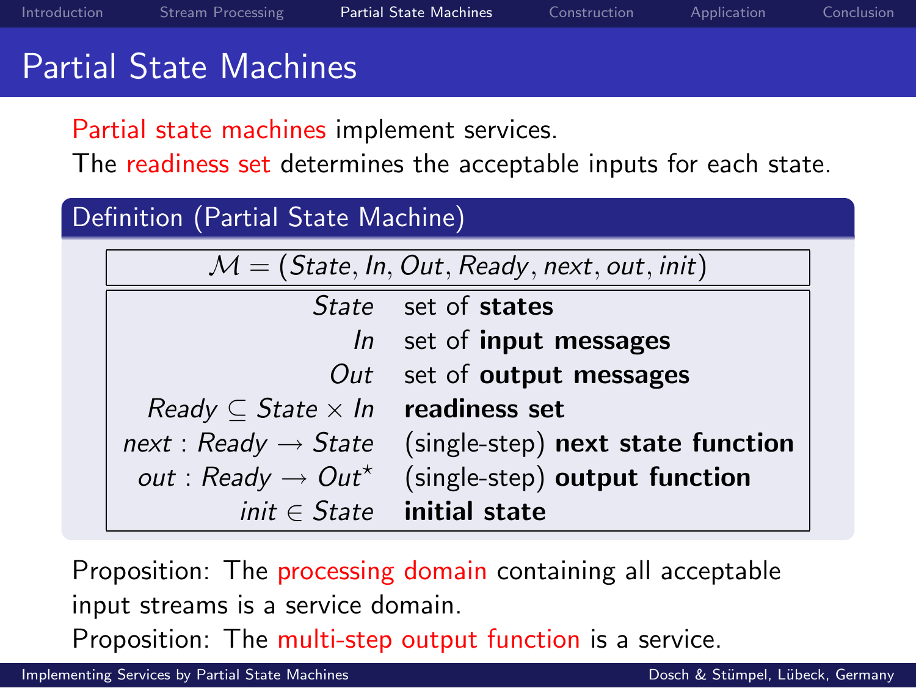# Partial State Machines

Partial state machines implement services.

The readiness set determines the acceptable inputs for each state.

## Definition (Partial State Machine)

$$\mathcal{M} = (State, In, Out, Ready, next, out, init)$$

| | |
|---|---|
| $State$ | set of **states** |
| $In$ | set of **input messages** |
| $Out$ | set of **output messages** |
| $Ready \subseteq State \times In$ | **readiness set** |
| $next : Ready \rightarrow State$ | (single-step) **next state function** |
| $out : Ready \rightarrow Out^{\star}$ | (single-step) **output function** |
| $init \in State$ | **initial state** |

Proposition: The processing domain containing all acceptable input streams is a service domain.

Proposition: The multi-step output function is a service.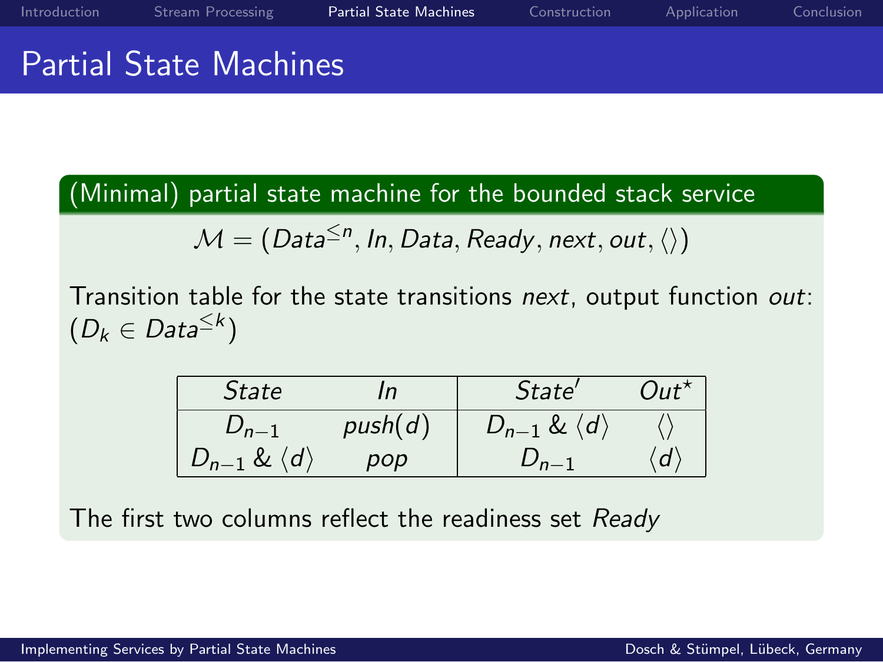# Partial State Machines

## (Minimal) partial state machine for the bounded stack service

$$\mathcal{M} = (Data^{\leq n}, In, Data, Ready, next, out, \langle\rangle)$$

Transition table for the state transitions *next*, output function *out*: ($D_k \in Data^{\leq k}$)

| *State* | *In* | *State'* | *Out*$^\star$ |
|---|---|---|---|
| $D_{n-1}$ | $push(d)$ | $D_{n-1}$ & $\langle d \rangle$ | $\langle\rangle$ |
| $D_{n-1}$ & $\langle d \rangle$ | $pop$ | $D_{n-1}$ | $\langle d \rangle$ |

The first two columns reflect the readiness set *Ready*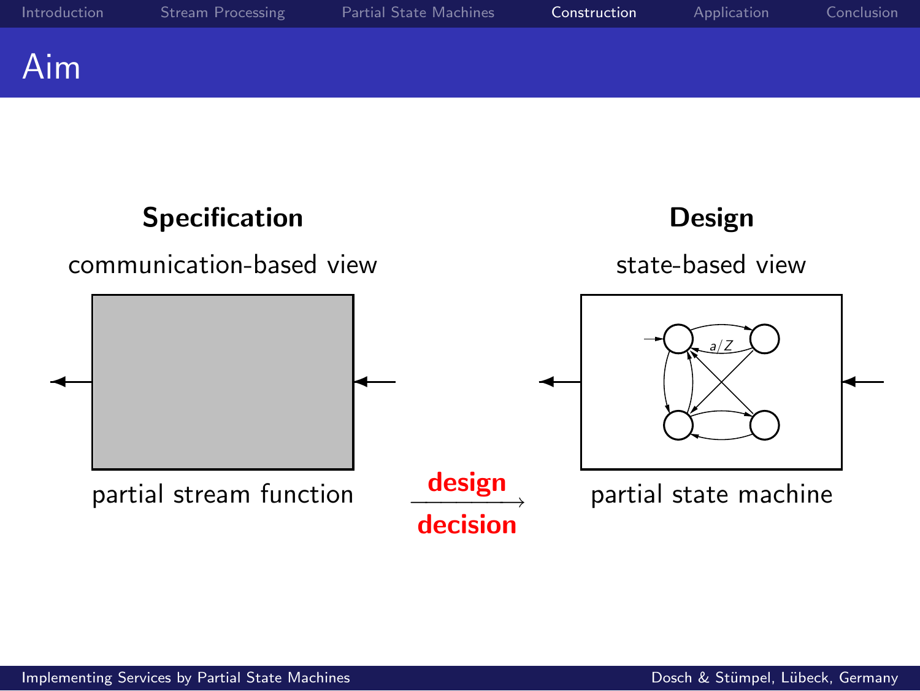# Aim

**Specification**

communication-based view

partial stream function

$\xrightarrow[\textbf{decision}]{\textbf{design}}$

**Design**

state-based view

$a/Z$

partial state machine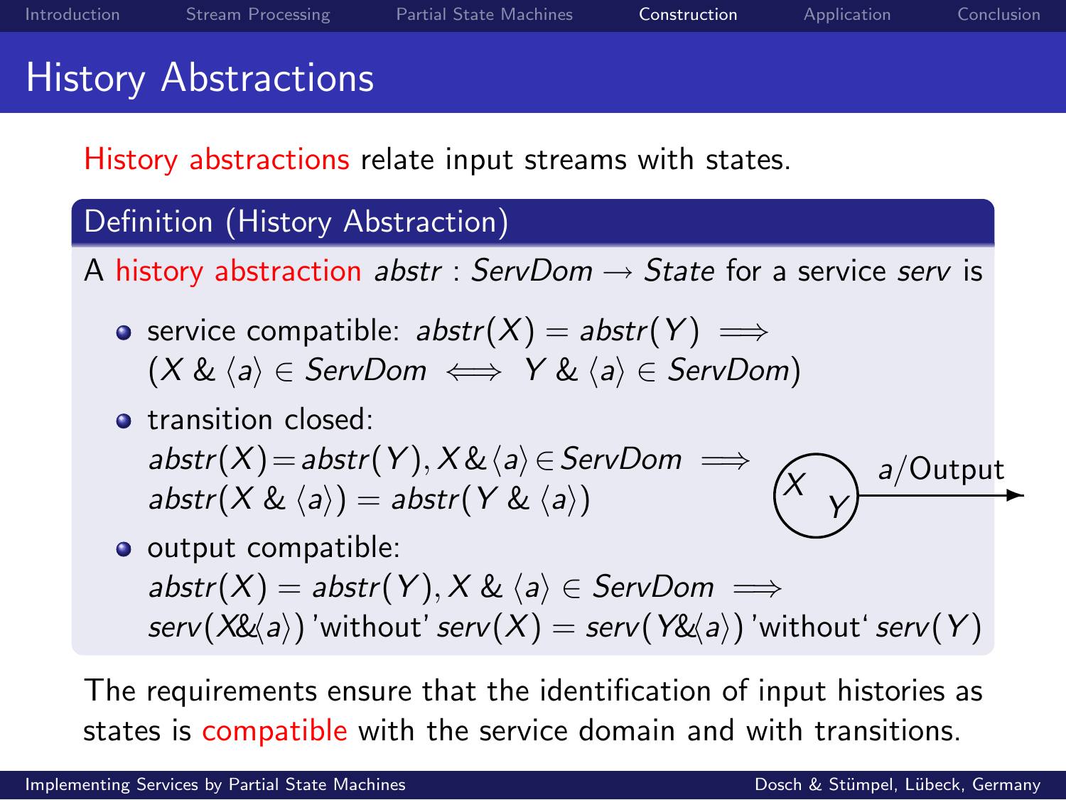# History Abstractions

History abstractions relate input streams with states.

**Definition (History Abstraction)**

A history abstraction $abstr : ServDom \rightarrow State$ for a service $serv$ is

- service compatible: $abstr(X) = abstr(Y) \implies (X \mathbin{\&} \langle a \rangle \in ServDom \iff Y \mathbin{\&} \langle a \rangle \in ServDom)$
- transition closed: $abstr(X) = abstr(Y), X \mathbin{\&} \langle a \rangle \in ServDom \implies abstr(X \mathbin{\&} \langle a \rangle) = abstr(Y \mathbin{\&} \langle a \rangle)$
- output compatible: $abstr(X) = abstr(Y), X \mathbin{\&} \langle a \rangle \in ServDom \implies serv(X \mathbin{\&} \langle a \rangle) \text{ 'without' } serv(X) = serv(Y \mathbin{\&} \langle a \rangle) \text{ 'without' } serv(Y)$

X Y — a/Output

The requirements ensure that the identification of input histories as states is compatible with the service domain and with transitions.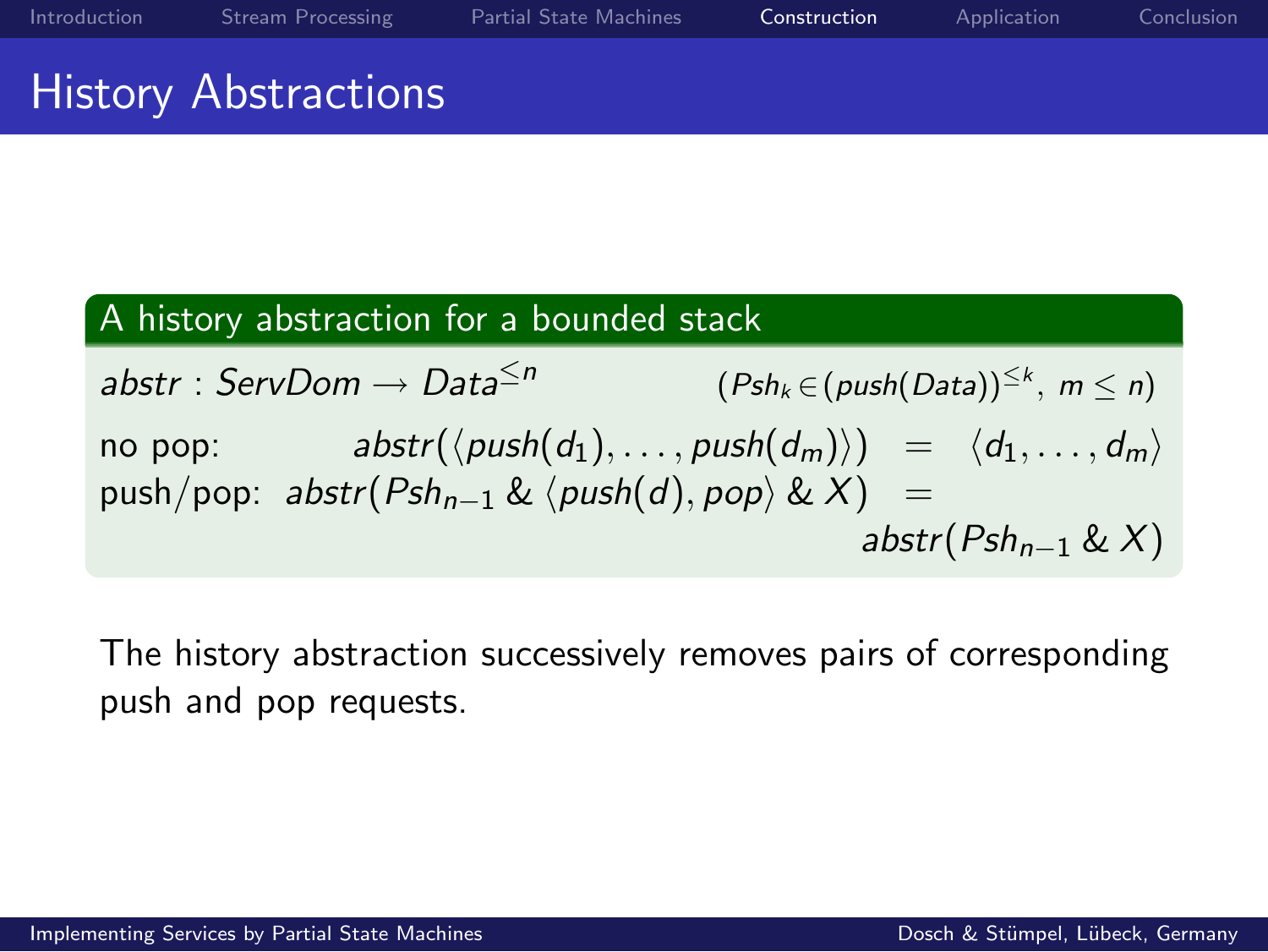# History Abstractions

### A history abstraction for a bounded stack

$abstr : ServDom \rightarrow Data^{\leq n}$ $\qquad (Psh_k \in (push(Data))^{\leq k},\ m \leq n)$

no pop: $\quad abstr(\langle push(d_1), \ldots, push(d_m) \rangle) \;=\; \langle d_1, \ldots, d_m \rangle$

push/pop: $\quad abstr(Psh_{n-1} \,\&\, \langle push(d), pop \rangle \,\&\, X) \;=\; abstr(Psh_{n-1} \,\&\, X)$

The history abstraction successively removes pairs of corresponding push and pop requests.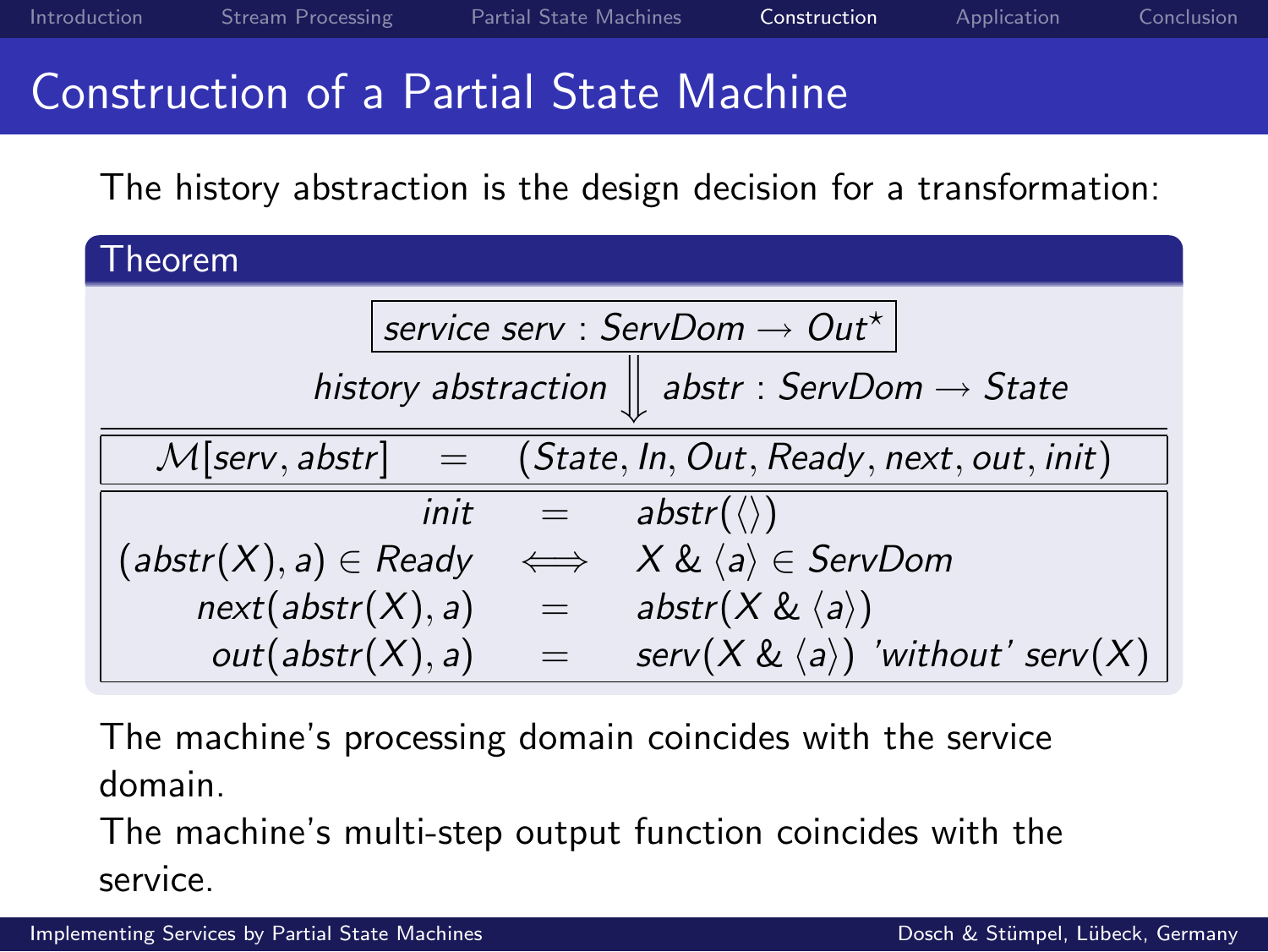# Construction of a Partial State Machine

The history abstraction is the design decision for a transformation:

**Theorem**

$$\boxed{\mathit{service}\ \mathit{serv} : \mathit{ServDom} \rightarrow \mathit{Out}^\star}$$

$$\mathit{history\ abstraction} \Downarrow \mathit{abstr} : \mathit{ServDom} \rightarrow \mathit{State}$$

$$\mathcal{M}[\mathit{serv}, \mathit{abstr}] \quad = \quad (\mathit{State}, \mathit{In}, \mathit{Out}, \mathit{Ready}, \mathit{next}, \mathit{out}, \mathit{init})$$

$$\begin{array}{rcl}
\mathit{init} & = & \mathit{abstr}(\langle\rangle) \\
(\mathit{abstr}(X), a) \in \mathit{Ready} & \Longleftrightarrow & X \,\&\, \langle a \rangle \in \mathit{ServDom} \\
\mathit{next}(\mathit{abstr}(X), a) & = & \mathit{abstr}(X \,\&\, \langle a \rangle) \\
\mathit{out}(\mathit{abstr}(X), a) & = & \mathit{serv}(X \,\&\, \langle a \rangle)\ \text{'without'}\ \mathit{serv}(X)
\end{array}$$

The machine's processing domain coincides with the service domain.
The machine's multi-step output function coincides with the service.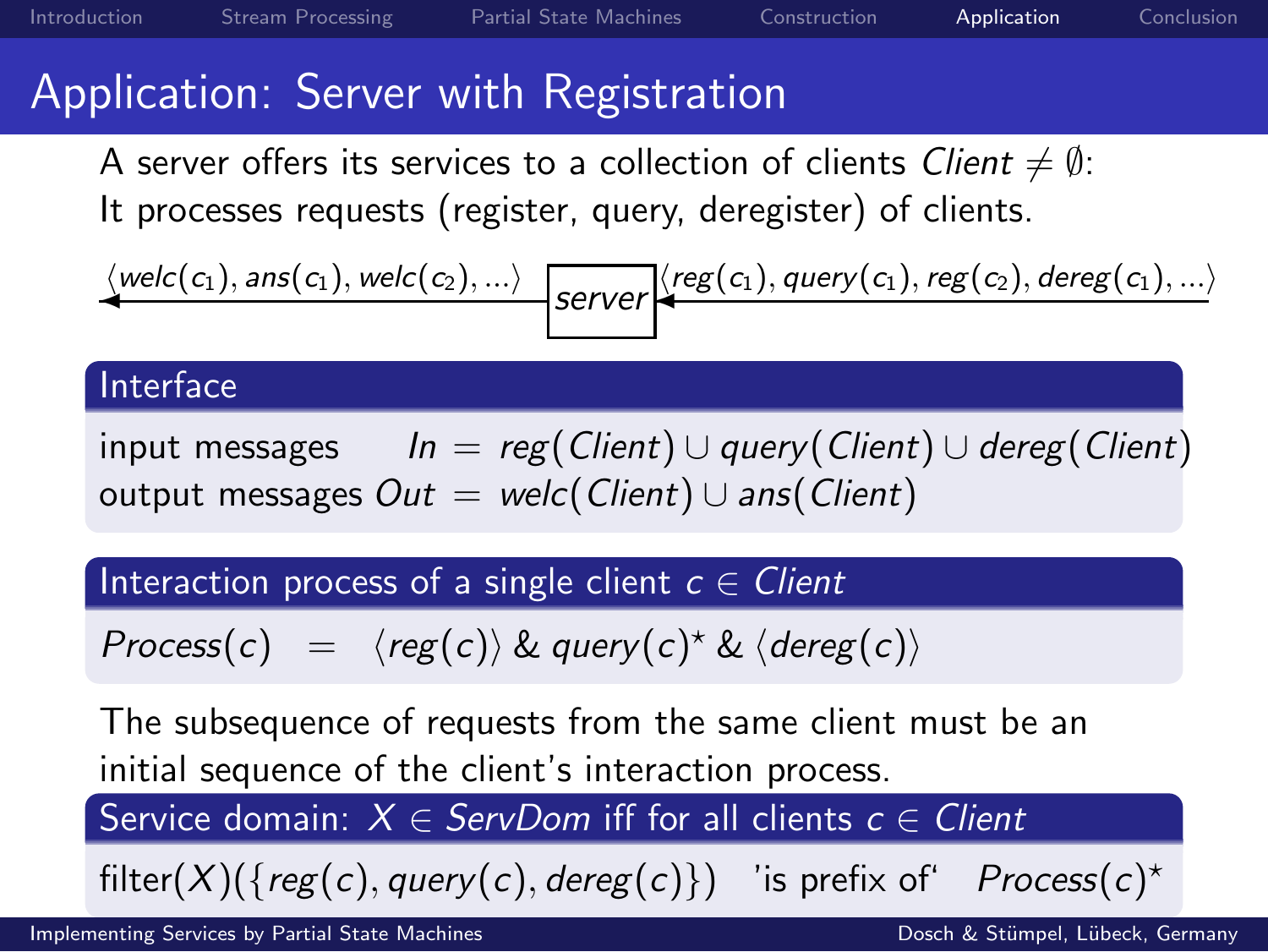# Application: Server with Registration

A server offers its services to a collection of clients $Client \neq \emptyset$:
It processes requests (register, query, deregister) of clients.

$\langle welc(c_1), ans(c_1), welc(c_2), ... \rangle$ ← **server** ← $\langle reg(c_1), query(c_1), reg(c_2), dereg(c_1), ... \rangle$

### Interface

input messages $In = reg(Client) \cup query(Client) \cup dereg(Client)$
output messages $Out = welc(Client) \cup ans(Client)$

### Interaction process of a single client $c \in Client$

$$Process(c) \;=\; \langle reg(c) \rangle \,\&\, query(c)^{\star} \,\&\, \langle dereg(c) \rangle$$

The subsequence of requests from the same client must be an initial sequence of the client's interaction process.

### Service domain: $X \in ServDom$ iff for all clients $c \in Client$

$\text{filter}(X)(\{reg(c), query(c), dereg(c)\})$ 'is prefix of' $Process(c)^{\star}$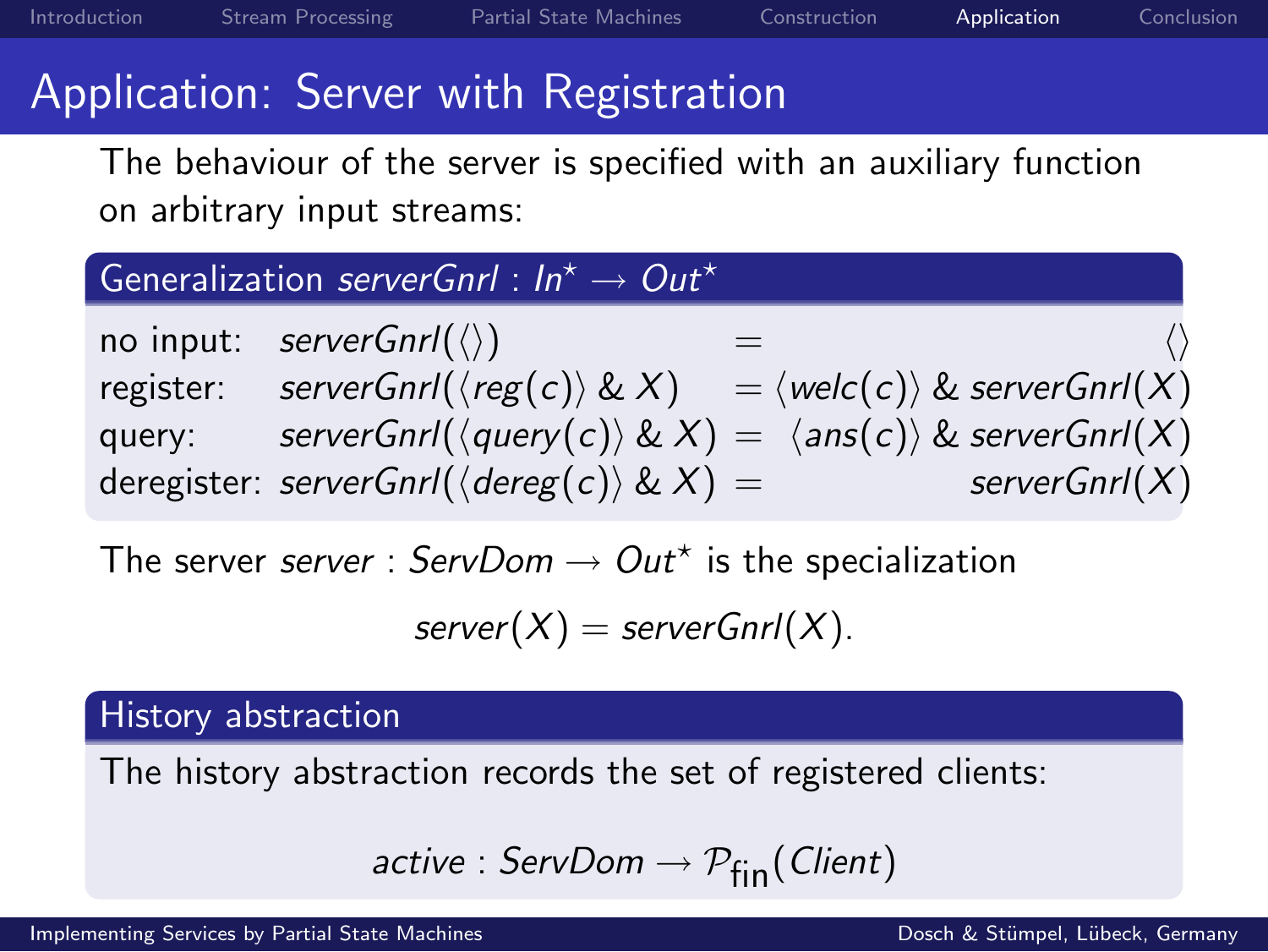# Application: Server with Registration

The behaviour of the server is specified with an auxiliary function on arbitrary input streams:

### Generalization $serverGnrl : In^\star \to Out^\star$

| | | | |
|---|---|---|---|
| no input: | $serverGnrl(\langle\rangle)$ | $=$ | $\langle\rangle$ |
| register: | $serverGnrl(\langle reg(c)\rangle \;\&\; X)$ | $=$ | $\langle welc(c)\rangle \;\&\; serverGnrl(X)$ |
| query: | $serverGnrl(\langle query(c)\rangle \;\&\; X)$ | $=$ | $\langle ans(c)\rangle \;\&\; serverGnrl(X)$ |
| deregister: | $serverGnrl(\langle dereg(c)\rangle \;\&\; X)$ | $=$ | $serverGnrl(X)$ |

The server $server : ServDom \to Out^\star$ is the specialization

$$server(X) = serverGnrl(X).$$

### History abstraction

The history abstraction records the set of registered clients:

$$active : ServDom \to \mathcal{P}_{\text{fin}}(Client)$$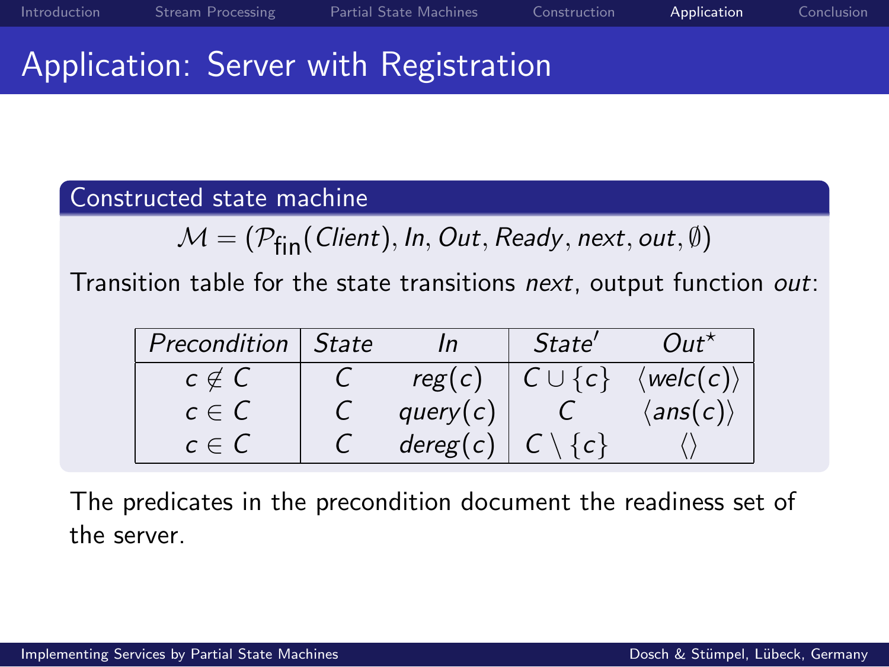# Application: Server with Registration

### Constructed state machine

$$\mathcal{M} = (\mathcal{P}_{\text{fin}}(\mathit{Client}), \mathit{In}, \mathit{Out}, \mathit{Ready}, \mathit{next}, \mathit{out}, \emptyset)$$

Transition table for the state transitions *next*, output function *out*:

| *Precondition* | *State* | *In* | *State′* | $\mathit{Out}^\star$ |
|---|---|---|---|---|
| $c \notin C$ | $C$ | $\mathit{reg}(c)$ | $C \cup \{c\}$ | $\langle \mathit{welc}(c) \rangle$ |
| $c \in C$ | $C$ | $\mathit{query}(c)$ | $C$ | $\langle \mathit{ans}(c) \rangle$ |
| $c \in C$ | $C$ | $\mathit{dereg}(c)$ | $C \setminus \{c\}$ | $\langle \rangle$ |

The predicates in the precondition document the readiness set of the server.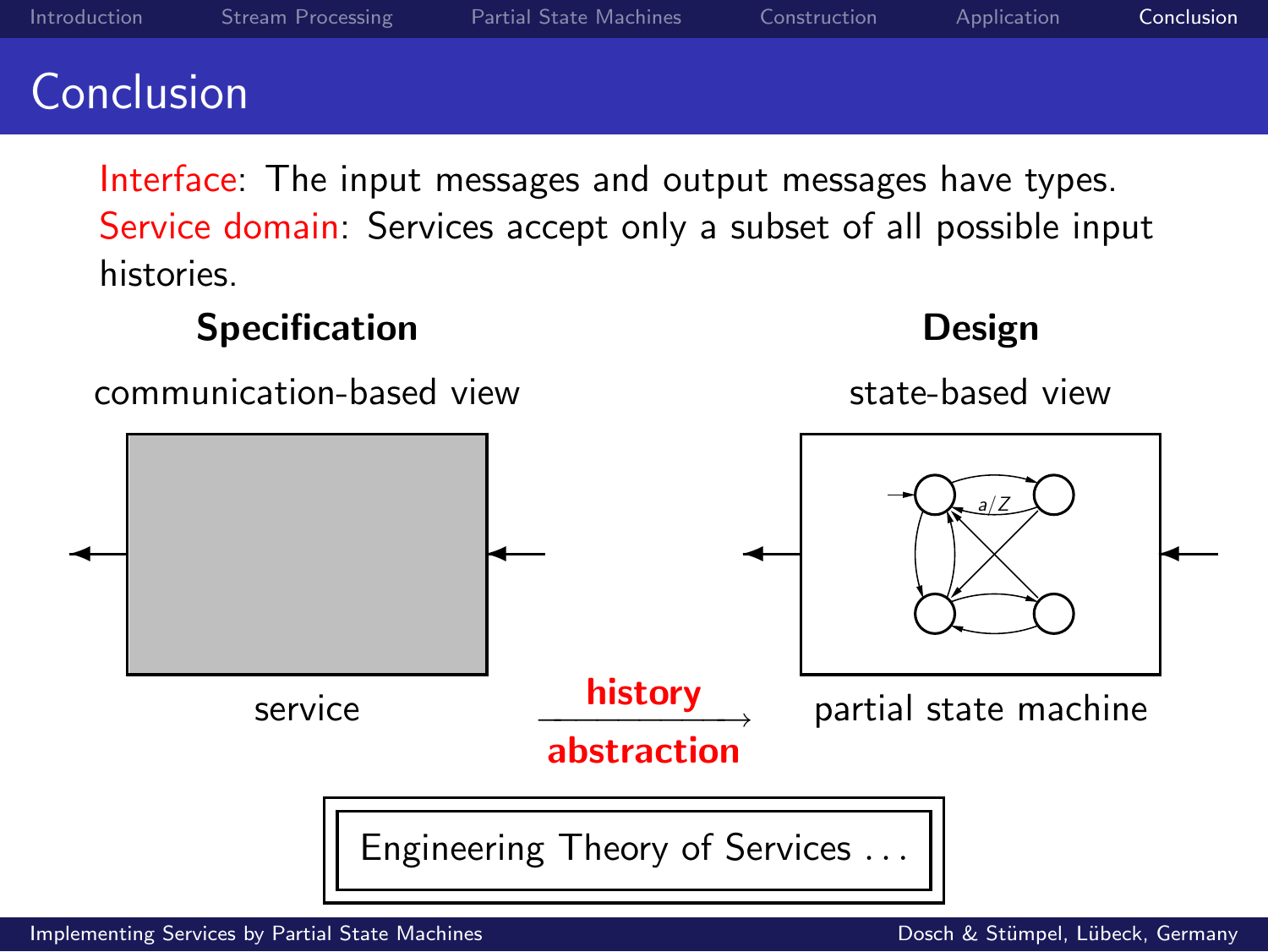# Conclusion

Interface: The input messages and output messages have types.
Service domain: Services accept only a subset of all possible input histories.

**Specification**

communication-based view

service

**Design**

state-based view

$a/Z$

partial state machine

**history abstraction** $\longrightarrow$

Engineering Theory of Services . . .